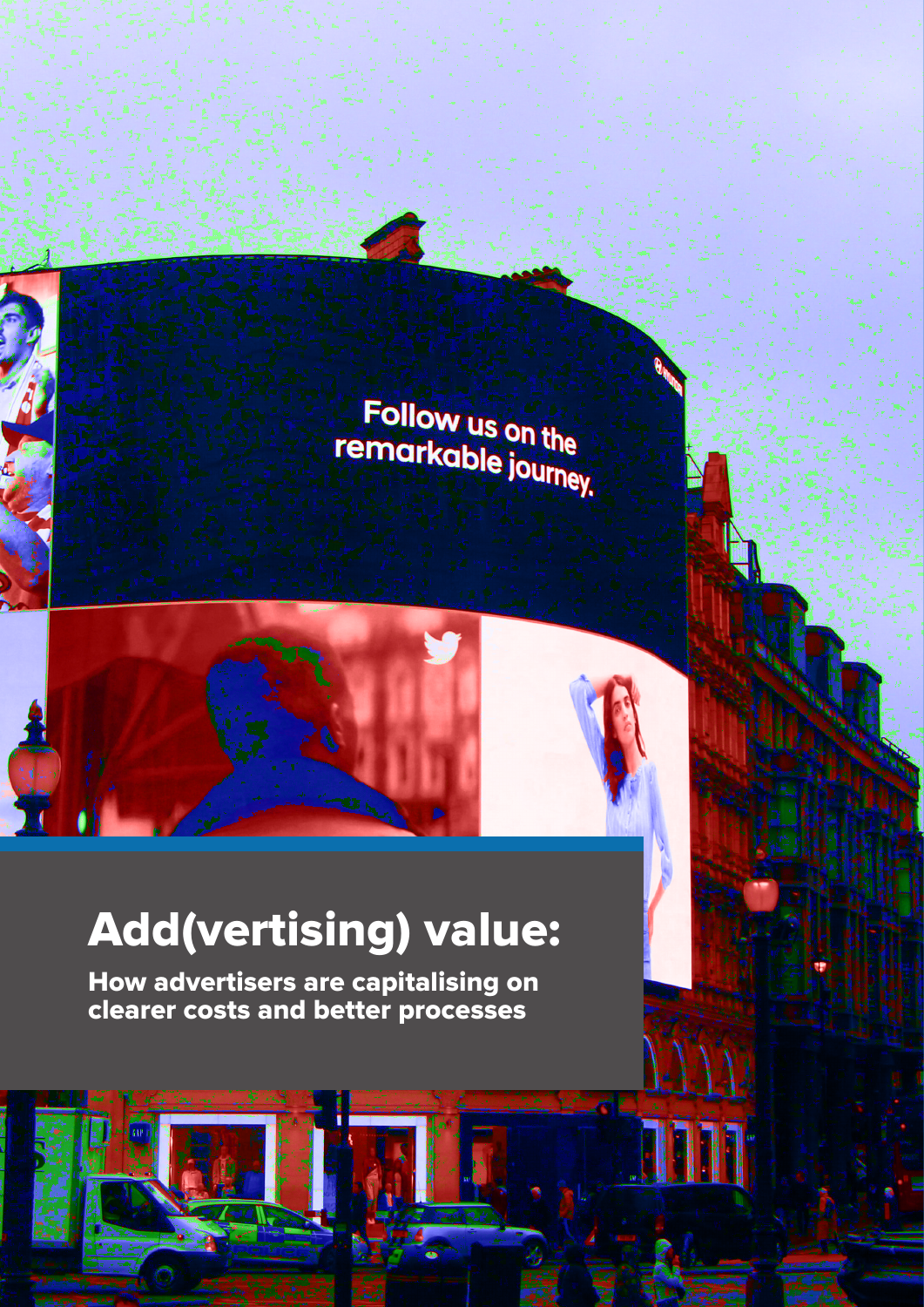# Add(vertising) value:

**How advertisers are capitalising on clearer costs and better processes**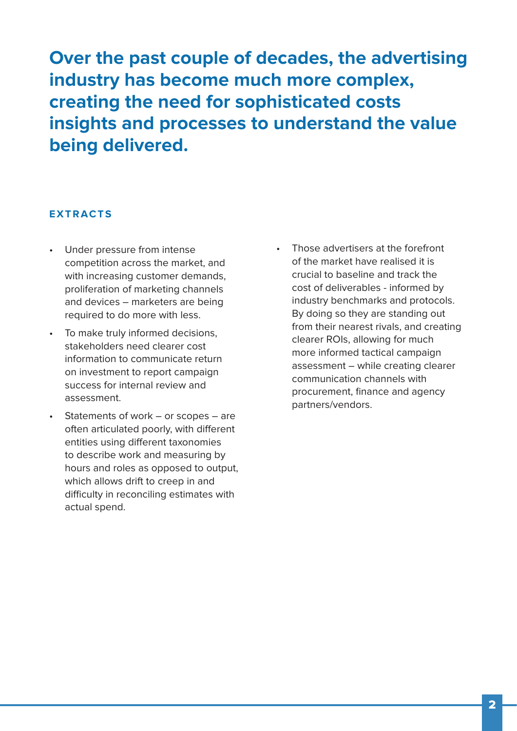# Over the past couple of decades, the advertising industry has become much more complex, creating the need for sophisticated costs insights and processes to understand the value being delivered.

**EXTRACTS**

- Under pressure from intense competition across the market, and with increasing customer demands, proliferation of marketing channels and devices – marketers are being required to do more with less.
- To make truly informed decisions, stakeholders need clearer cost information to communicate return on investment to report campaign success for internal review and assessment.
- Statements of work – or scopes – are often articulated poorly, with different entities using different taxonomies to describe work and measuring by hours and roles as opposed to output, which allows drift to creep in and difficulty in reconciling estimates with actual spend.
- Those advertisers at the forefront of the market have realised it is crucial to baseline and track the cost of deliverables - informed by industry benchmarks and protocols. By doing so they are standing out from their nearest rivals, and creating clearer ROIs, allowing for much more informed tactical campaign assessment – while creating clearer communication channels with procurement, finance and agency partners/vendors.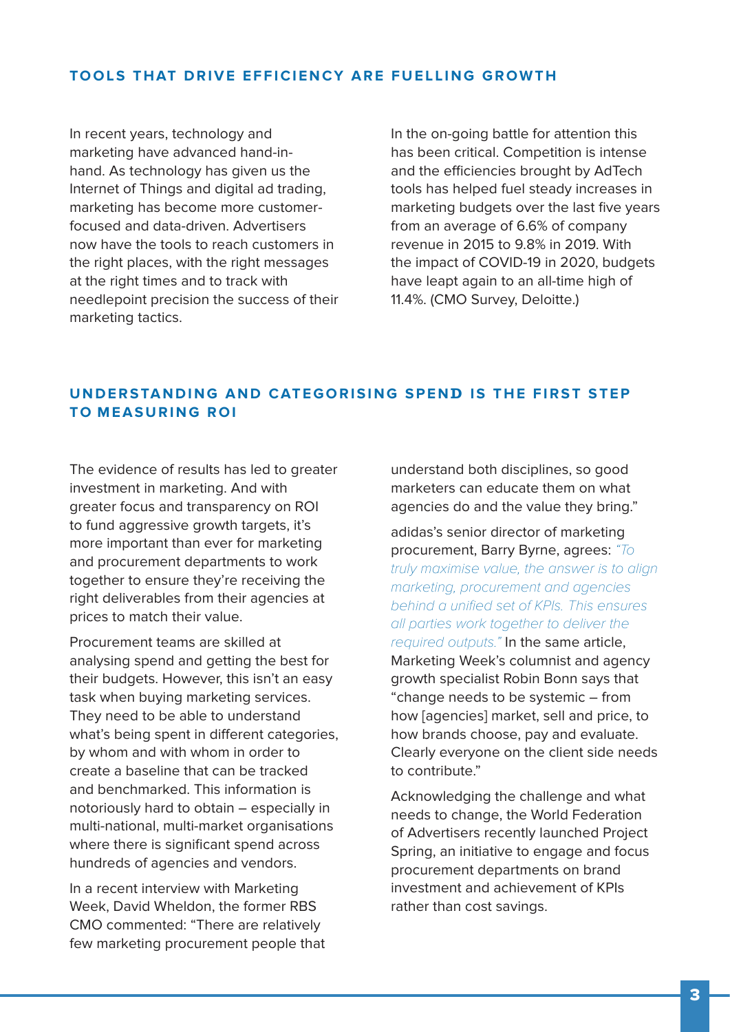## TOOLS THAT DRIVE EFFICIENCY ARE FUELLING GROWTH

In recent years, technology and marketing have advanced hand-in-hand. As technology has given us the Internet of Things and digital ad trading, marketing has become more customer-focused and data-driven. Advertisers now have the tools to reach customers in the right places, with the right messages at the right times and to track with needlepoint precision the success of their marketing tactics.

In the on-going battle for attention this has been critical. Competition is intense and the efficiencies brought by AdTech tools has helped fuel steady increases in marketing budgets over the last five years from an average of 6.6% of company revenue in 2015 to 9.8% in 2019. With the impact of COVID-19 in 2020, budgets have leapt again to an all-time high of 11.4%. (CMO Survey, Deloitte.)

## UNDERSTANDING AND CATEGORISING SPEND IS THE FIRST STEP TO MEASURING ROI

The evidence of results has led to greater investment in marketing. And with greater focus and transparency on ROI to fund aggressive growth targets, it's more important than ever for marketing and procurement departments to work together to ensure they're receiving the right deliverables from their agencies at prices to match their value.

Procurement teams are skilled at analysing spend and getting the best for their budgets. However, this isn't an easy task when buying marketing services. They need to be able to understand what's being spent in different categories, by whom and with whom in order to create a baseline that can be tracked and benchmarked. This information is notoriously hard to obtain – especially in multi-national, multi-market organisations where there is significant spend across hundreds of agencies and vendors.

In a recent interview with Marketing Week, David Wheldon, the former RBS CMO commented: "There are relatively few marketing procurement people that understand both disciplines, so good marketers can educate them on what agencies do and the value they bring."

adidas's senior director of marketing procurement, Barry Byrne, agrees: *"To truly maximise value, the answer is to align marketing, procurement and agencies behind a unified set of KPIs. This ensures all parties work together to deliver the required outputs."* In the same article, Marketing Week's columnist and agency growth specialist Robin Bonn says that "change needs to be systemic – from how [agencies] market, sell and price, to how brands choose, pay and evaluate. Clearly everyone on the client side needs to contribute."

Acknowledging the challenge and what needs to change, the World Federation of Advertisers recently launched Project Spring, an initiative to engage and focus procurement departments on brand investment and achievement of KPIs rather than cost savings.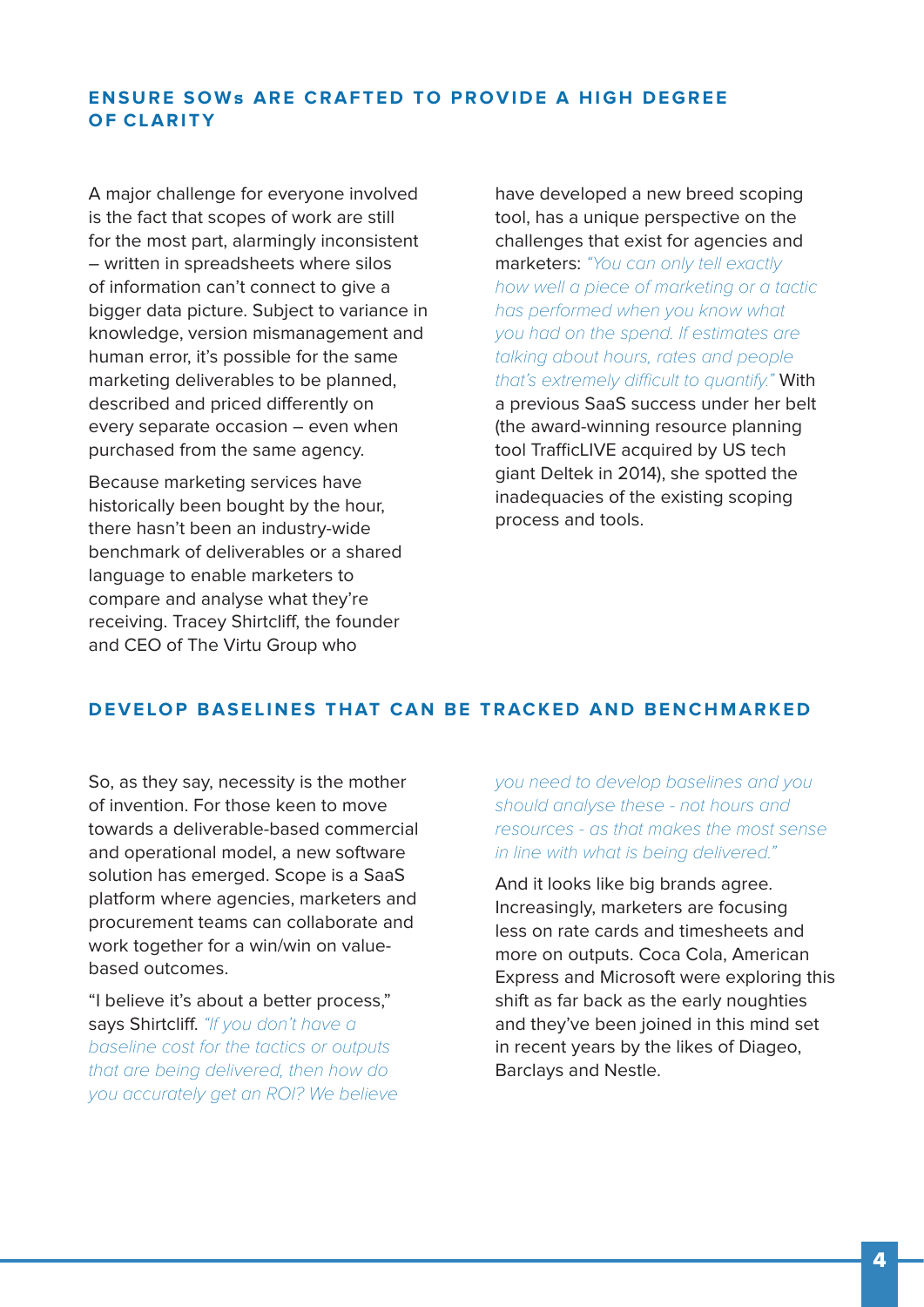## ENSURE SOWs ARE CRAFTED TO PROVIDE A HIGH DEGREE OF CLARITY

A major challenge for everyone involved is the fact that scopes of work are still for the most part, alarmingly inconsistent – written in spreadsheets where silos of information can't connect to give a bigger data picture. Subject to variance in knowledge, version mismanagement and human error, it's possible for the same marketing deliverables to be planned, described and priced differently on every separate occasion – even when purchased from the same agency.

Because marketing services have historically been bought by the hour, there hasn't been an industry-wide benchmark of deliverables or a shared language to enable marketers to compare and analyse what they're receiving. Tracey Shirtcliff, the founder and CEO of The Virtu Group who have developed a new breed scoping tool, has a unique perspective on the challenges that exist for agencies and marketers: *"You can only tell exactly how well a piece of marketing or a tactic has performed when you know what you had on the spend. If estimates are talking about hours, rates and people that's extremely difficult to quantify."* With a previous SaaS success under her belt (the award-winning resource planning tool TrafficLIVE acquired by US tech giant Deltek in 2014), she spotted the inadequacies of the existing scoping process and tools.

## DEVELOP BASELINES THAT CAN BE TRACKED AND BENCHMARKED

So, as they say, necessity is the mother of invention. For those keen to move towards a deliverable-based commercial and operational model, a new software solution has emerged. Scope is a SaaS platform where agencies, marketers and procurement teams can collaborate and work together for a win/win on value-based outcomes.

"I believe it's about a better process," says Shirtcliff. *"If you don't have a baseline cost for the tactics or outputs that are being delivered, then how do you accurately get an ROI? We believe you need to develop baselines and you should analyse these - not hours and resources - as that makes the most sense in line with what is being delivered."*

And it looks like big brands agree. Increasingly, marketers are focusing less on rate cards and timesheets and more on outputs. Coca Cola, American Express and Microsoft were exploring this shift as far back as the early noughties and they've been joined in this mind set in recent years by the likes of Diageo, Barclays and Nestle.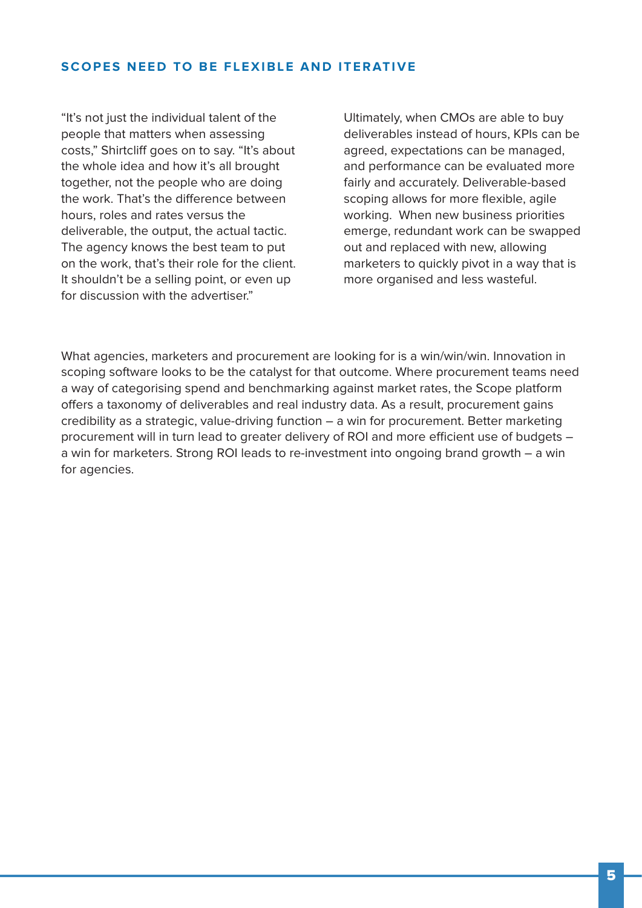## SCOPES NEED TO BE FLEXIBLE AND ITERATIVE

"It's not just the individual talent of the people that matters when assessing costs," Shirtcliff goes on to say. "It's about the whole idea and how it's all brought together, not the people who are doing the work. That's the difference between hours, roles and rates versus the deliverable, the output, the actual tactic. The agency knows the best team to put on the work, that's their role for the client. It shouldn't be a selling point, or even up for discussion with the advertiser."

Ultimately, when CMOs are able to buy deliverables instead of hours, KPIs can be agreed, expectations can be managed, and performance can be evaluated more fairly and accurately. Deliverable-based scoping allows for more flexible, agile working. When new business priorities emerge, redundant work can be swapped out and replaced with new, allowing marketers to quickly pivot in a way that is more organised and less wasteful.

What agencies, marketers and procurement are looking for is a win/win/win. Innovation in scoping software looks to be the catalyst for that outcome. Where procurement teams need a way of categorising spend and benchmarking against market rates, the Scope platform offers a taxonomy of deliverables and real industry data. As a result, procurement gains credibility as a strategic, value-driving function – a win for procurement. Better marketing procurement will in turn lead to greater delivery of ROI and more efficient use of budgets – a win for marketers. Strong ROI leads to re-investment into ongoing brand growth – a win for agencies.